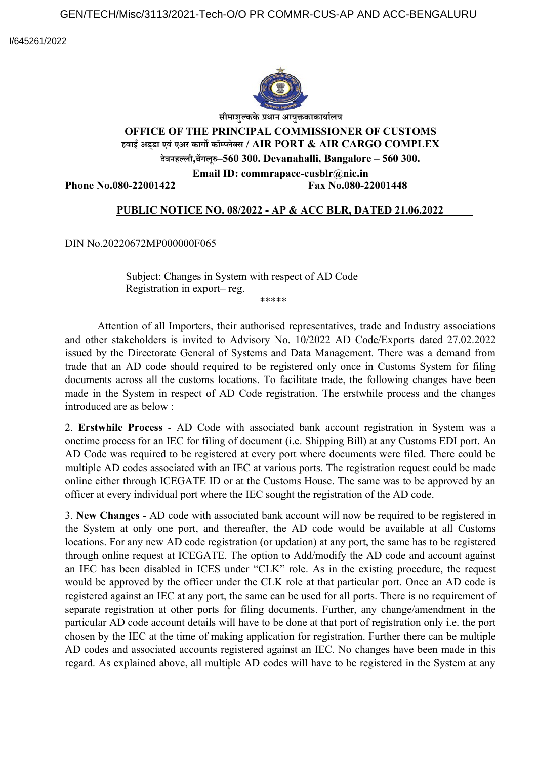GEN/TECH/Misc/3113/2021-Tech-O/O PR COMMR-CUS-AP AND ACC-BENGALURU

I/645261/2022

**सीमाशुल्कके प्रधान आयुक्तकाकार्यालय**

**OFFICE OF THE PRINCIPAL COMMISSIONER OF CUSTOMS**

**हवाई अड्डा एवं एअर कार्गो कॉम्प्लेक्स / AIR PORT & AIR CARGO COMPLEX**

**देवनहल्ली,बेंगलूरु–560 300. Devanahalli, Bangalore – 560 300.**

**Email ID: commrapacc-cusblr@nic.in**

**Phone No.080-22001422** **Fax No.080-22001448**

**PUBLIC NOTICE NO. 08/2022 - AP & ACC BLR, DATED 21.06.2022**

DIN No.20220672MP000000F065

Subject: Changes in System with respect of AD Code Registration in export– reg.

\*\*\*\*\*

Attention of all Importers, their authorised representatives, trade and Industry associations and other stakeholders is invited to Advisory No. 10/2022 AD Code/Exports dated 27.02.2022 issued by the Directorate General of Systems and Data Management. There was a demand from trade that an AD code should required to be registered only once in Customs System for filing documents across all the customs locations. To facilitate trade, the following changes have been made in the System in respect of AD Code registration. The erstwhile process and the changes introduced are as below :

2. **Erstwhile Process** - AD Code with associated bank account registration in System was a onetime process for an IEC for filing of document (i.e. Shipping Bill) at any Customs EDI port. An AD Code was required to be registered at every port where documents were filed. There could be multiple AD codes associated with an IEC at various ports. The registration request could be made online either through ICEGATE ID or at the Customs House. The same was to be approved by an officer at every individual port where the IEC sought the registration of the AD code.

3. **New Changes** - AD code with associated bank account will now be required to be registered in the System at only one port, and thereafter, the AD code would be available at all Customs locations. For any new AD code registration (or updation) at any port, the same has to be registered through online request at ICEGATE. The option to Add/modify the AD code and account against an IEC has been disabled in ICES under "CLK" role. As in the existing procedure, the request would be approved by the officer under the CLK role at that particular port. Once an AD code is registered against an IEC at any port, the same can be used for all ports. There is no requirement of separate registration at other ports for filing documents. Further, any change/amendment in the particular AD code account details will have to be done at that port of registration only i.e. the port chosen by the IEC at the time of making application for registration. Further there can be multiple AD codes and associated accounts registered against an IEC. No changes have been made in this regard. As explained above, all multiple AD codes will have to be registered in the System at any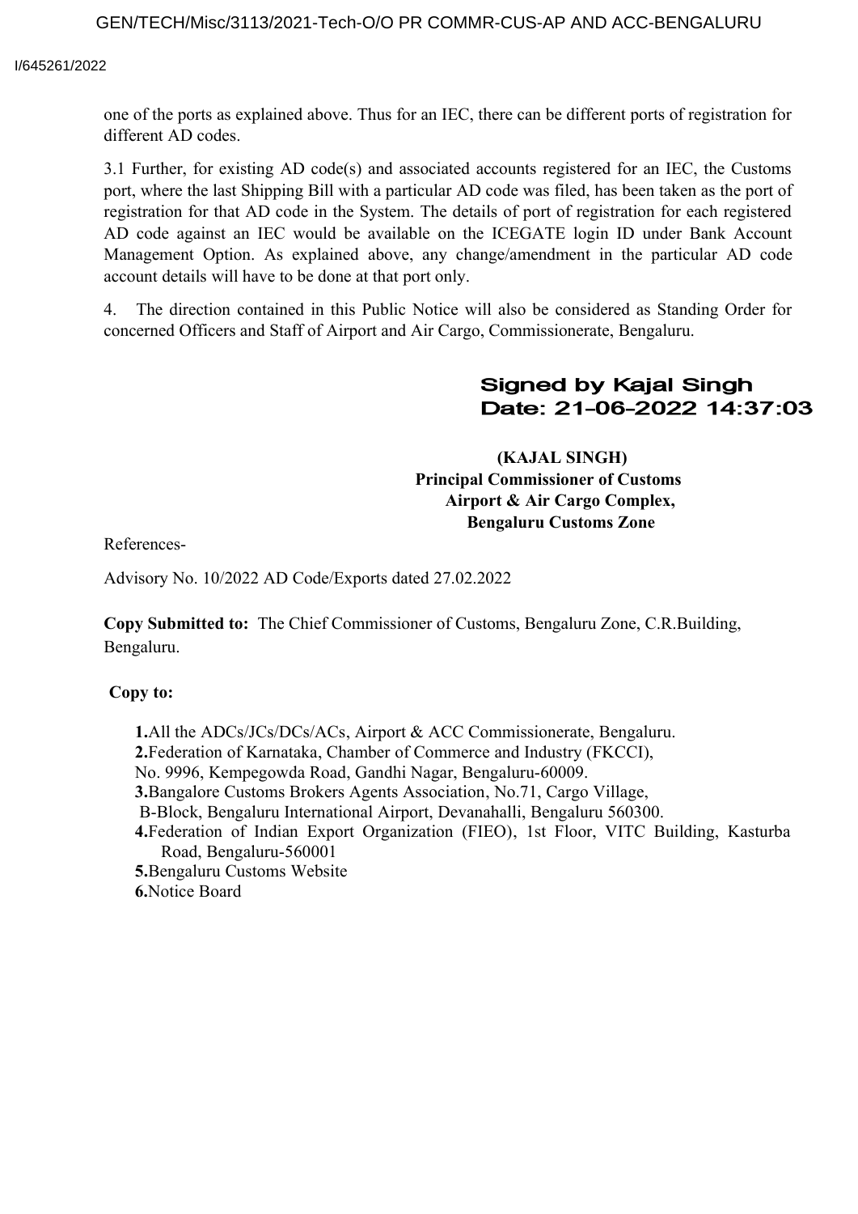one of the ports as explained above. Thus for an IEC, there can be different ports of registration for different AD codes.

3.1 Further, for existing AD code(s) and associated accounts registered for an IEC, the Customs port, where the last Shipping Bill with a particular AD code was filed, has been taken as the port of registration for that AD code in the System. The details of port of registration for each registered AD code against an IEC would be available on the ICEGATE login ID under Bank Account Management Option. As explained above, any change/amendment in the particular AD code account details will have to be done at that port only.

4. The direction contained in this Public Notice will also be considered as Standing Order for concerned Officers and Staff of Airport and Air Cargo, Commissionerate, Bengaluru.

**Signed by Kajal Singh**
**Date: 21-06-2022 14:37:03**

**(KAJAL SINGH)**
**Principal Commissioner of Customs**
**Airport & Air Cargo Complex,**
**Bengaluru Customs Zone**

References-

Advisory No. 10/2022 AD Code/Exports dated 27.02.2022

**Copy Submitted to:** The Chief Commissioner of Customs, Bengaluru Zone, C.R.Building, Bengaluru.

**Copy to:**

1. All the ADCs/JCs/DCs/ACs, Airport & ACC Commissionerate, Bengaluru.
2. Federation of Karnataka, Chamber of Commerce and Industry (FKCCI), No. 9996, Kempegowda Road, Gandhi Nagar, Bengaluru-60009.
3. Bangalore Customs Brokers Agents Association, No.71, Cargo Village, B-Block, Bengaluru International Airport, Devanahalli, Bengaluru 560300.
4. Federation of Indian Export Organization (FIEO), 1st Floor, VITC Building, Kasturba Road, Bengaluru-560001
5. Bengaluru Customs Website
6. Notice Board